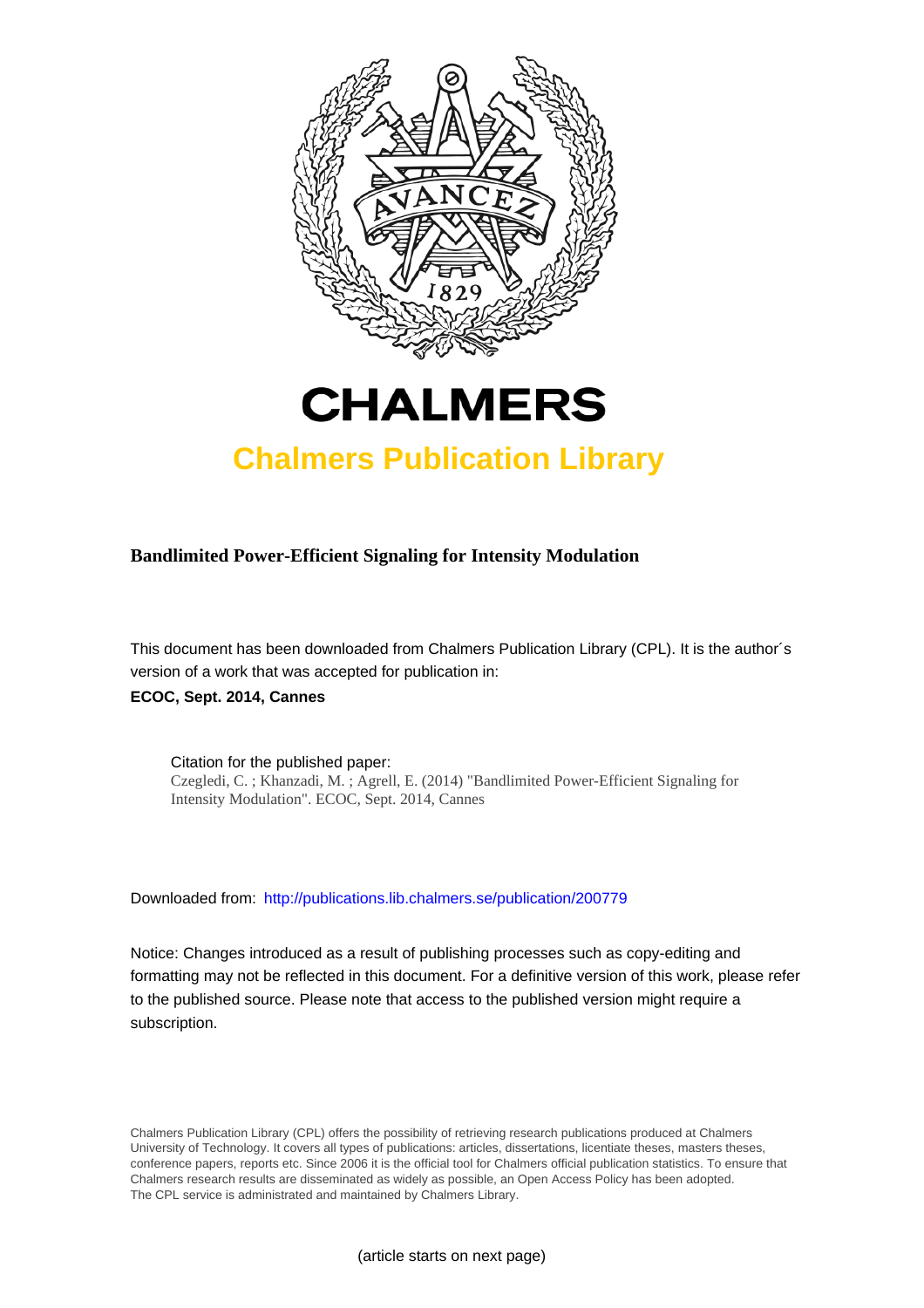# CHALMERS

## Chalmers Publication Library

**Bandlimited Power-Efficient Signaling for Intensity Modulation**

This document has been downloaded from Chalmers Publication Library (CPL). It is the author´s version of a work that was accepted for publication in:

**ECOC, Sept. 2014, Cannes**

Citation for the published paper:
Czegledi, C. ; Khanzadi, M. ; Agrell, E. (2014) "Bandlimited Power-Efficient Signaling for Intensity Modulation". ECOC, Sept. 2014, Cannes

Downloaded from: http://publications.lib.chalmers.se/publication/200779

Notice: Changes introduced as a result of publishing processes such as copy-editing and formatting may not be reflected in this document. For a definitive version of this work, please refer to the published source. Please note that access to the published version might require a subscription.

Chalmers Publication Library (CPL) offers the possibility of retrieving research publications produced at Chalmers University of Technology. It covers all types of publications: articles, dissertations, licentiate theses, masters theses, conference papers, reports etc. Since 2006 it is the official tool for Chalmers official publication statistics. To ensure that Chalmers research results are disseminated as widely as possible, an Open Access Policy has been adopted. The CPL service is administrated and maintained by Chalmers Library.

(article starts on next page)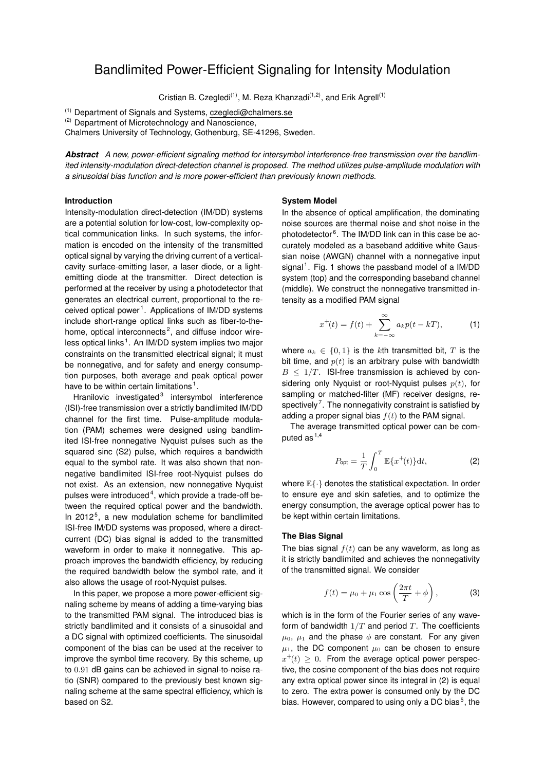# Bandlimited Power-Efficient Signaling for Intensity Modulation

Cristian B. Czegledi[(1)], M. Reza Khanzadi[(1,2)], and Erik Agrell[(1)]

[(1)] Department of Signals and Systems, czegledi@chalmers.se
[(2)] Department of Microtechnology and Nanoscience,
Chalmers University of Technology, Gothenburg, SE-41296, Sweden.

***Abstract*** *A new, power-efficient signaling method for intersymbol interference-free transmission over the bandlimited intensity-modulation direct-detection channel is proposed. The method utilizes pulse-amplitude modulation with a sinusoidal bias function and is more power-efficient than previously known methods.*

## Introduction

Intensity-modulation direct-detection (IM/DD) systems are a potential solution for low-cost, low-complexity optical communication links. In such systems, the information is encoded on the intensity of the transmitted optical signal by varying the driving current of a vertical-cavity surface-emitting laser, a laser diode, or a light-emitting diode at the transmitter. Direct detection is performed at the receiver by using a photodetector that generates an electrical current, proportional to the received optical power[1]. Applications of IM/DD systems include short-range optical links such as fiber-to-the-home, optical interconnects[2], and diffuse indoor wireless optical links[1]. An IM/DD system implies two major constraints on the transmitted electrical signal; it must be nonnegative, and for safety and energy consumption purposes, both average and peak optical power have to be within certain limitations[1].

Hranilovic investigated[3] intersymbol interference (ISI)-free transmission over a strictly bandlimited IM/DD channel for the first time. Pulse-amplitude modulation (PAM) schemes were designed using bandlimited ISI-free nonnegative Nyquist pulses such as the squared sinc (S2) pulse, which requires a bandwidth equal to the symbol rate. It was also shown that nonnegative bandlimited ISI-free root-Nyquist pulses do not exist. As an extension, new nonnegative Nyquist pulses were introduced[4], which provide a trade-off between the required optical power and the bandwidth. In 2012[5], a new modulation scheme for bandlimited ISI-free IM/DD systems was proposed, where a direct-current (DC) bias signal is added to the transmitted waveform in order to make it nonnegative. This approach improves the bandwidth efficiency, by reducing the required bandwidth below the symbol rate, and it also allows the usage of root-Nyquist pulses.

In this paper, we propose a more power-efficient signaling scheme by means of adding a time-varying bias to the transmitted PAM signal. The introduced bias is strictly bandlimited and it consists of a sinusoidal and a DC signal with optimized coefficients. The sinusoidal component of the bias can be used at the receiver to improve the symbol time recovery. By this scheme, up to $0.91$ dB gains can be achieved in signal-to-noise ratio (SNR) compared to the previously best known signaling scheme at the same spectral efficiency, which is based on S2.

## System Model

In the absence of optical amplification, the dominating noise sources are thermal noise and shot noise in the photodetector[6]. The IM/DD link can in this case be accurately modeled as a baseband additive white Gaussian noise (AWGN) channel with a nonnegative input signal[1]. Fig. 1 shows the passband model of a IM/DD system (top) and the corresponding baseband channel (middle). We construct the nonnegative transmitted intensity as a modified PAM signal

$$x^{+}(t) = f(t) + \sum_{k=-\infty}^{\infty} a_k p(t - kT), \tag{1}$$

where $a_k \in \{0, 1\}$ is the $k$th transmitted bit, $T$ is the bit time, and $p(t)$ is an arbitrary pulse with bandwidth $B \leq 1/T$. ISI-free transmission is achieved by considering only Nyquist or root-Nyquist pulses $p(t)$, for sampling or matched-filter (MF) receiver designs, respectively[7]. The nonnegativity constraint is satisfied by adding a proper signal bias $f(t)$ to the PAM signal.

The average transmitted optical power can be computed as[1,4]

$$P_{\text{opt}} = \frac{1}{T} \int_0^T \mathbb{E}\{x^{+}(t)\} \mathrm{d}t, \tag{2}$$

where $\mathbb{E}\{\cdot\}$ denotes the statistical expectation. In order to ensure eye and skin safeties, and to optimize the energy consumption, the average optical power has to be kept within certain limitations.

## The Bias Signal

The bias signal $f(t)$ can be any waveform, as long as it is strictly bandlimited and achieves the nonnegativity of the transmitted signal. We consider

$$f(t) = \mu_0 + \mu_1 \cos\left(\frac{2\pi t}{T} + \phi\right), \tag{3}$$

which is in the form of the Fourier series of any waveform of bandwidth $1/T$ and period $T$. The coefficients $\mu_0$, $\mu_1$ and the phase $\phi$ are constant. For any given $\mu_1$, the DC component $\mu_0$ can be chosen to ensure $x^{+}(t) \geq 0$. From the average optical power perspective, the cosine component of the bias does not require any extra optical power since its integral in (2) is equal to zero. The extra power is consumed only by the DC bias. However, compared to using only a DC bias[5], the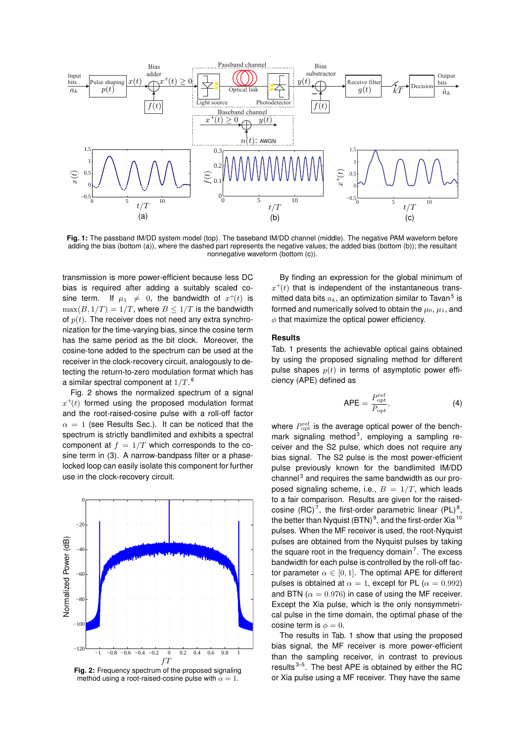**Fig. 1:** The passband IM/DD system model (top). The baseband IM/DD channel (middle). The negative PAM waveform before adding the bias (bottom (a)), where the dashed part represents the negative values; the added bias (bottom (b)); the resultant nonnegative waveform (bottom (c)).

transmission is more power-efficient because less DC bias is required after adding a suitably scaled cosine term. If $\mu_1 \neq 0$, the bandwidth of $x^+(t)$ is $\max(B, 1/T) = 1/T$, where $B \leq 1/T$ is the bandwidth of $p(t)$. The receiver does not need any extra synchronization for the time-varying bias, since the cosine term has the same period as the bit clock. Moreover, the cosine-tone added to the spectrum can be used at the receiver in the clock-recovery circuit, analogously to detecting the return-to-zero modulation format which has a similar spectral component at $1/T$.[6]

Fig. 2 shows the normalized spectrum of a signal $x^+(t)$ formed using the proposed modulation format and the root-raised-cosine pulse with a roll-off factor $\alpha = 1$ (see Results Sec.). It can be noticed that the spectrum is strictly bandlimited and exhibits a spectral component at $f = 1/T$ which corresponds to the cosine term in (3). A narrow-bandpass filter or a phase-locked loop can easily isolate this component for further use in the clock-recovery circuit.

**Fig. 2:** Frequency spectrum of the proposed signaling method using a root-raised-cosine pulse with $\alpha = 1$.

By finding an expression for the global minimum of $x^+(t)$ that is independent of the instantaneous transmitted data bits $a_k$, an optimization similar to Tavan[5] is formed and numerically solved to obtain the $\mu_0$, $\mu_1$, and $\phi$ that maximize the optical power efficiency.

## Results

Tab. 1 presents the achievable optical gains obtained by using the proposed signaling method for different pulse shapes $p(t)$ in terms of asymptotic power efficiency (APE) defined as

$$\text{APE} = \frac{P_{\text{opt}}^{\text{ref}}}{P_{\text{opt}}}, \tag{4}$$

where $P_{\text{opt}}^{\text{ref}}$ is the average optical power of the benchmark signaling method[3], employing a sampling receiver and the S2 pulse, which does not require any bias signal. The S2 pulse is the most power-efficient pulse previously known for the bandlimited IM/DD channel[3] and requires the same bandwidth as our proposed signaling scheme, i.e., $B = 1/T$, which leads to a fair comparison. Results are given for the raised-cosine (RC)[7], the first-order parametric linear (PL)[8], the better than Nyquist (BTN)[9], and the first-order Xia[10] pulses. When the MF receiver is used, the root-Nyquist pulses are obtained from the Nyquist pulses by taking the square root in the frequency domain[7]. The excess bandwidth for each pulse is controlled by the roll-off factor parameter $\alpha \in [0, 1]$. The optimal APE for different pulses is obtained at $\alpha = 1$, except for PL ($\alpha = 0.992$) and BTN ($\alpha = 0.976$) in case of using the MF receiver. Except the Xia pulse, which is the only nonsymmetrical pulse in the time domain, the optimal phase of the cosine term is $\phi = 0$.

The results in Tab. 1 show that using the proposed bias signal, the MF receiver is more power-efficient than the sampling receiver, in contrast to previous results[3–5]. The best APE is obtained by either the RC or Xia pulse using a MF receiver. They have the same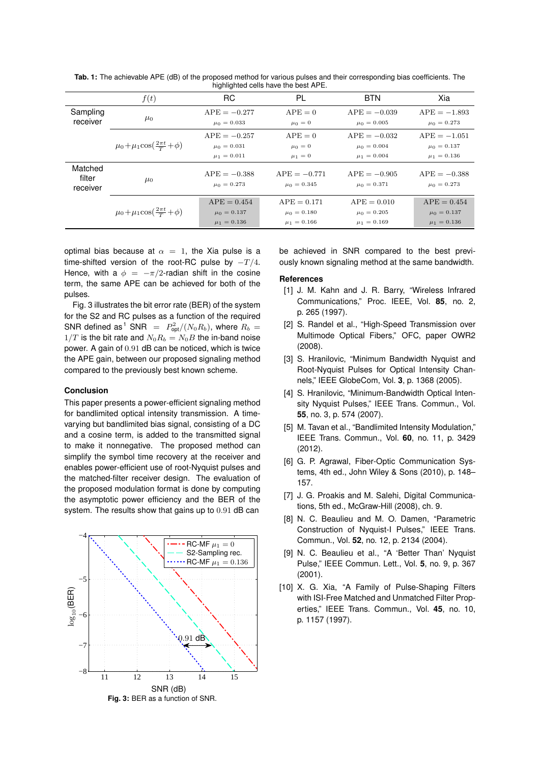**Tab. 1:** The achievable APE (dB) of the proposed method for various pulses and their corresponding bias coefficients. The highlighted cells have the best APE.

| | $f(t)$ | RC | PL | BTN | Xia |
|---|---|---|---|---|---|
| Sampling receiver | $\mu_0$ | $\text{APE} = -0.277$<br>$\mu_0 = 0.033$ | $\text{APE} = 0$<br>$\mu_0 = 0$ | $\text{APE} = -0.039$<br>$\mu_0 = 0.005$ | $\text{APE} = -1.893$<br>$\mu_0 = 0.273$ |
| | $\mu_0 + \mu_1 \cos(\frac{2\pi t}{T} + \phi)$ | $\text{APE} = -0.257$<br>$\mu_0 = 0.031$<br>$\mu_1 = 0.011$ | $\text{APE} = 0$<br>$\mu_0 = 0$<br>$\mu_1 = 0$ | $\text{APE} = -0.032$<br>$\mu_0 = 0.004$<br>$\mu_1 = 0.004$ | $\text{APE} = -1.051$<br>$\mu_0 = 0.137$<br>$\mu_1 = 0.136$ |
| Matched filter receiver | $\mu_0$ | $\text{APE} = -0.388$<br>$\mu_0 = 0.273$ | $\text{APE} = -0.771$<br>$\mu_0 = 0.345$ | $\text{APE} = -0.905$<br>$\mu_0 = 0.371$ | $\text{APE} = -0.388$<br>$\mu_0 = 0.273$ |
| | $\mu_0 + \mu_1 \cos(\frac{2\pi t}{T} + \phi)$ | $\text{APE} = 0.454$<br>$\mu_0 = 0.137$<br>$\mu_1 = 0.136$ | $\text{APE} = 0.171$<br>$\mu_0 = 0.180$<br>$\mu_1 = 0.166$ | $\text{APE} = 0.010$<br>$\mu_0 = 0.205$<br>$\mu_1 = 0.169$ | $\text{APE} = 0.454$<br>$\mu_0 = 0.137$<br>$\mu_1 = 0.136$ |

optimal bias because at $\alpha = 1$, the Xia pulse is a time-shifted version of the root-RC pulse by $-T/4$. Hence, with a $\phi = -\pi/2$-radian shift in the cosine term, the same APE can be achieved for both of the pulses.

Fig. 3 illustrates the bit error rate (BER) of the system for the S2 and RC pulses as a function of the required SNR defined as[1] SNR $= P_{\text{opt}}^2/(N_0 R_b)$, where $R_b = 1/T$ is the bit rate and $N_0 R_b = N_0 B$ the in-band noise power. A gain of $0.91$ dB can be noticed, which is twice the APE gain, between our proposed signaling method compared to the previously best known scheme.

## Conclusion

This paper presents a power-efficient signaling method for bandlimited optical intensity transmission. A time-varying but bandlimited bias signal, consisting of a DC and a cosine term, is added to the transmitted signal to make it nonnegative. The proposed method can simplify the symbol time recovery at the receiver and enables power-efficient use of root-Nyquist pulses and the matched-filter receiver design. The evaluation of the proposed modulation format is done by computing the asymptotic power efficiency and the BER of the system. The results show that gains up to $0.91$ dB can be achieved in SNR compared to the best previously known signaling method at the same bandwidth.

RC-MF $\mu_1 = 0$
S2-Sampling rec.
RC-MF $\mu_1 = 0.136$
0.91 dB
$\log_{10}$(BER)
−4
−5
−6
−7
−8
11
12
13
14
15
SNR (dB)

**Fig. 3:** BER as a function of SNR.

## References

[1] J. M. Kahn and J. R. Barry, "Wireless Infrared Communications," Proc. IEEE, Vol. **85**, no. 2, p. 265 (1997).

[2] S. Randel et al., "High-Speed Transmission over Multimode Optical Fibers," OFC, paper OWR2 (2008).

[3] S. Hranilovic, "Minimum Bandwidth Nyquist and Root-Nyquist Pulses for Optical Intensity Channels," IEEE GlobeCom, Vol. **3**, p. 1368 (2005).

[4] S. Hranilovic, "Minimum-Bandwidth Optical Intensity Nyquist Pulses," IEEE Trans. Commun., Vol. **55**, no. 3, p. 574 (2007).

[5] M. Tavan et al., "Bandlimited Intensity Modulation," IEEE Trans. Commun., Vol. **60**, no. 11, p. 3429 (2012).

[6] G. P. Agrawal, Fiber-Optic Communication Systems, 4th ed., John Wiley & Sons (2010), p. 148–157.

[7] J. G. Proakis and M. Salehi, Digital Communications, 5th ed., McGraw-Hill (2008), ch. 9.

[8] N. C. Beaulieu and M. O. Damen, "Parametric Construction of Nyquist-I Pulses," IEEE Trans. Commun., Vol. **52**, no. 12, p. 2134 (2004).

[9] N. C. Beaulieu et al., "A 'Better Than' Nyquist Pulse," IEEE Commun. Lett., Vol. **5**, no. 9, p. 367 (2001).

[10] X. G. Xia, "A Family of Pulse-Shaping Filters with ISI-Free Matched and Unmatched Filter Properties," IEEE Trans. Commun., Vol. **45**, no. 10, p. 1157 (1997).